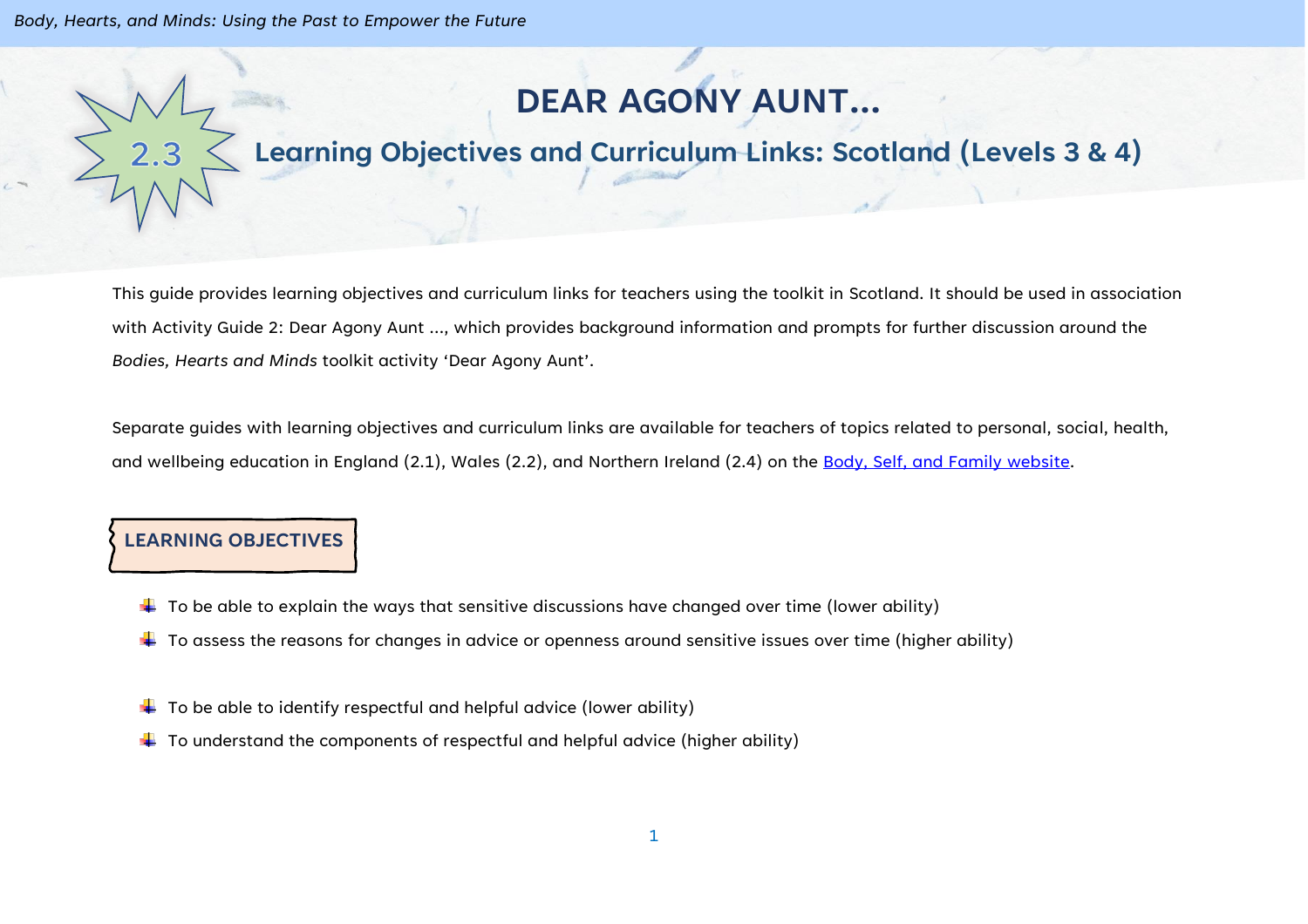# DEAR AGONY AUNT...

## 2.3 Learning Objectives and Curriculum Links: Scotland (Levels 3 & 4)

This guide provides learning objectives and curriculum links for teachers using the toolkit in Scotland. It should be used in association with Activity Guide 2: Dear Agony Aunt ..., which provides background information and prompts for further discussion around the *Bodies, Hearts and Minds* toolkit activity 'Dear Agony Aunt'.

Separate guides with learning objectives and curriculum links are available for teachers of topics related to personal, social, health, and wellbeing education in England (2.1), Wales (2.2), and Northern Ireland (2.4) on the [Body, Self, and Family website](Body, Self, and Family website).

### LEARNING OBJECTIVES

- To be able to explain the ways that sensitive discussions have changed over time (lower ability)
- To assess the reasons for changes in advice or openness around sensitive issues over time (higher ability)

- To be able to identify respectful and helpful advice (lower ability)
- To understand the components of respectful and helpful advice (higher ability)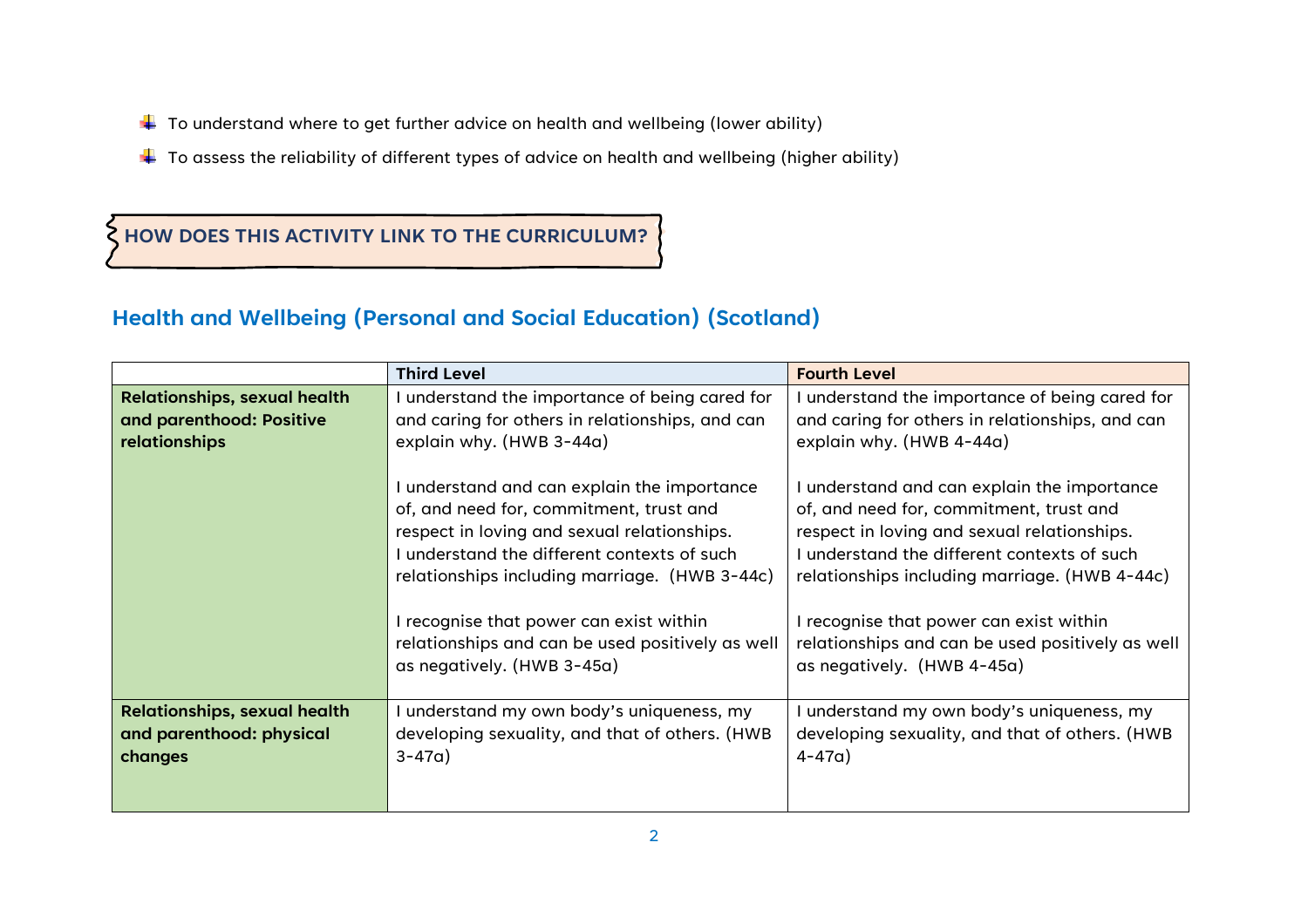- To understand where to get further advice on health and wellbeing (lower ability)
- To assess the reliability of different types of advice on health and wellbeing (higher ability)

## HOW DOES THIS ACTIVITY LINK TO THE CURRICULUM?

## Health and Wellbeing (Personal and Social Education) (Scotland)

| | Third Level | Fourth Level |
|---|---|---|
| **Relationships, sexual health and parenthood: Positive relationships** | I understand the importance of being cared for and caring for others in relationships, and can explain why. (HWB 3-44a)<br><br>I understand and can explain the importance of, and need for, commitment, trust and respect in loving and sexual relationships. I understand the different contexts of such relationships including marriage. (HWB 3-44c)<br><br>I recognise that power can exist within relationships and can be used positively as well as negatively. (HWB 3-45a) | I understand the importance of being cared for and caring for others in relationships, and can explain why. (HWB 4-44a)<br><br>I understand and can explain the importance of, and need for, commitment, trust and respect in loving and sexual relationships. I understand the different contexts of such relationships including marriage. (HWB 4-44c)<br><br>I recognise that power can exist within relationships and can be used positively as well as negatively. (HWB 4-45a) |
| **Relationships, sexual health and parenthood: physical changes** | I understand my own body's uniqueness, my developing sexuality, and that of others. (HWB 3-47a) | I understand my own body's uniqueness, my developing sexuality, and that of others. (HWB 4-47a) |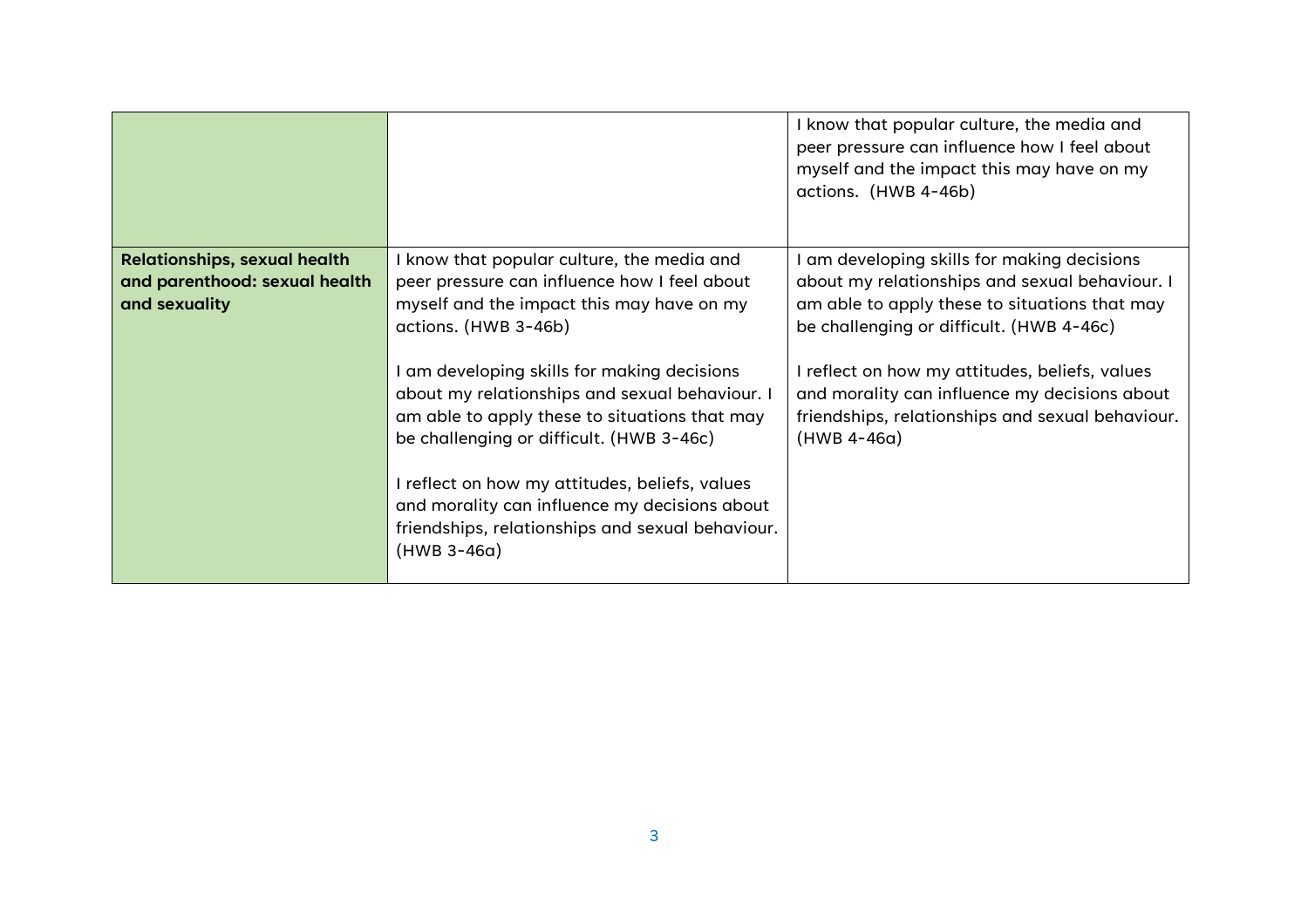| | | |
|---|---|---|
| | | I know that popular culture, the media and peer pressure can influence how I feel about myself and the impact this may have on my actions. (HWB 4-46b) |
| **Relationships, sexual health and parenthood: sexual health and sexuality** | I know that popular culture, the media and peer pressure can influence how I feel about myself and the impact this may have on my actions. (HWB 3-46b)<br><br>I am developing skills for making decisions about my relationships and sexual behaviour. I am able to apply these to situations that may be challenging or difficult. (HWB 3-46c)<br><br>I reflect on how my attitudes, beliefs, values and morality can influence my decisions about friendships, relationships and sexual behaviour. (HWB 3-46a) | I am developing skills for making decisions about my relationships and sexual behaviour. I am able to apply these to situations that may be challenging or difficult. (HWB 4-46c)<br><br>I reflect on how my attitudes, beliefs, values and morality can influence my decisions about friendships, relationships and sexual behaviour. (HWB 4-46a) |